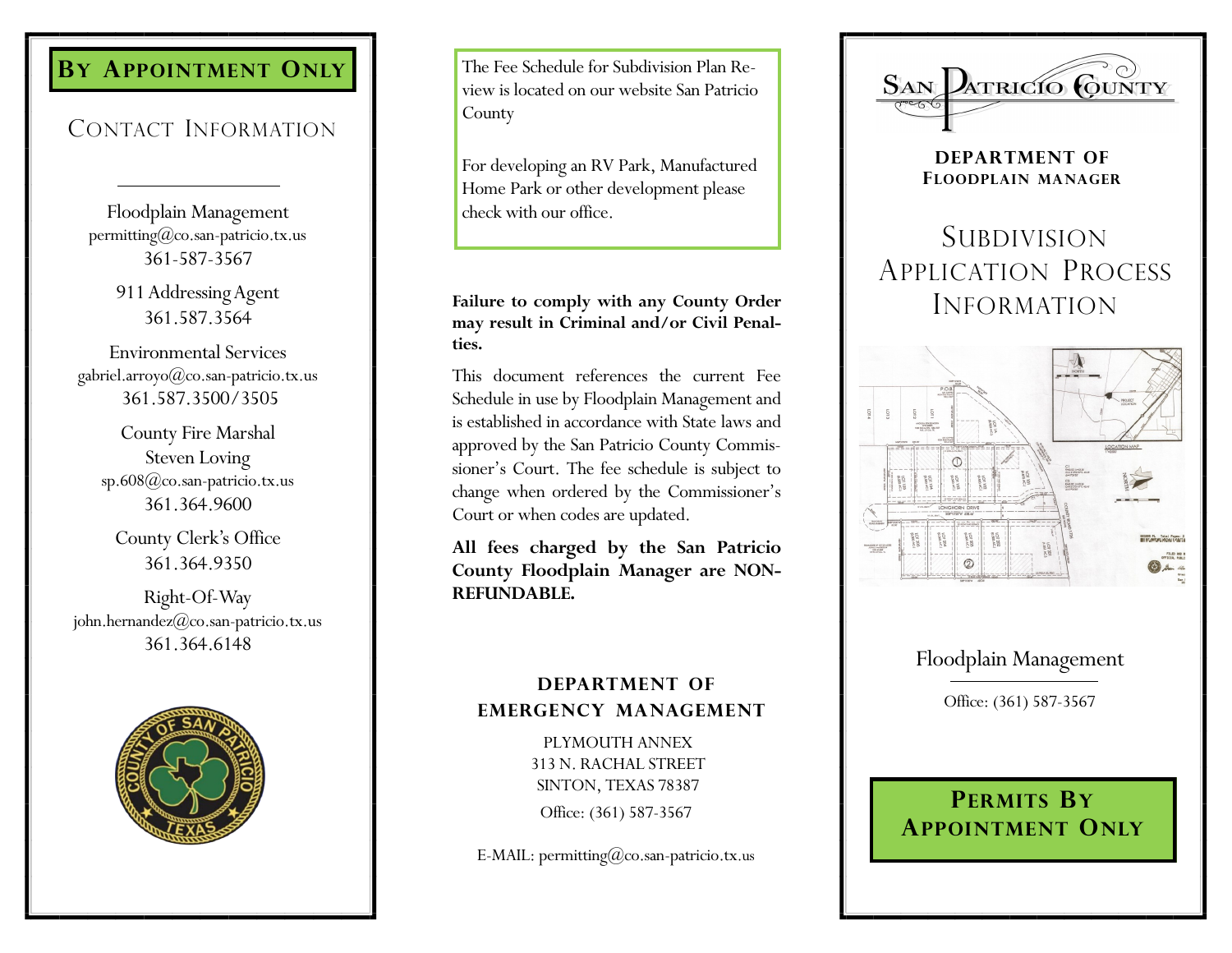## By Appointment Only

### Contact Information

Floodplain Management
permitting@co.san-patricio.tx.us
361-587-3567

911 Addressing Agent
361.587.3564

Environmental Services
gabriel.arroyo@co.san-patricio.tx.us
361.587.3500/3505

County Fire Marshal
Steven Loving
sp.608@co.san-patricio.tx.us
361.364.9600

County Clerk's Office
361.364.9350

Right-Of-Way
john.hernandez@co.san-patricio.tx.us
361.364.6148

The Fee Schedule for Subdivision Plan Review is located on our website San Patricio County

For developing an RV Park, Manufactured Home Park or other development please check with our office.

**Failure to comply with any County Order may result in Criminal and/or Civil Penalties.**

This document references the current Fee Schedule in use by Floodplain Management and is established in accordance with State laws and approved by the San Patricio County Commissioner's Court. The fee schedule is subject to change when ordered by the Commissioner's Court or when codes are updated.

**All fees charged by the San Patricio County Floodplain Manager are NON-REFUNDABLE.**

### Department of Emergency Management

PLYMOUTH ANNEX
313 N. RACHAL STREET
SINTON, TEXAS 78387
Office: (361) 587-3567

E-MAIL: permitting@co.san-patricio.tx.us

San Patricio County

**Department of Floodplain Manager**

# Subdivision Application Process Information

Floodplain Management

Office: (361) 587-3567

## Permits By Appointment Only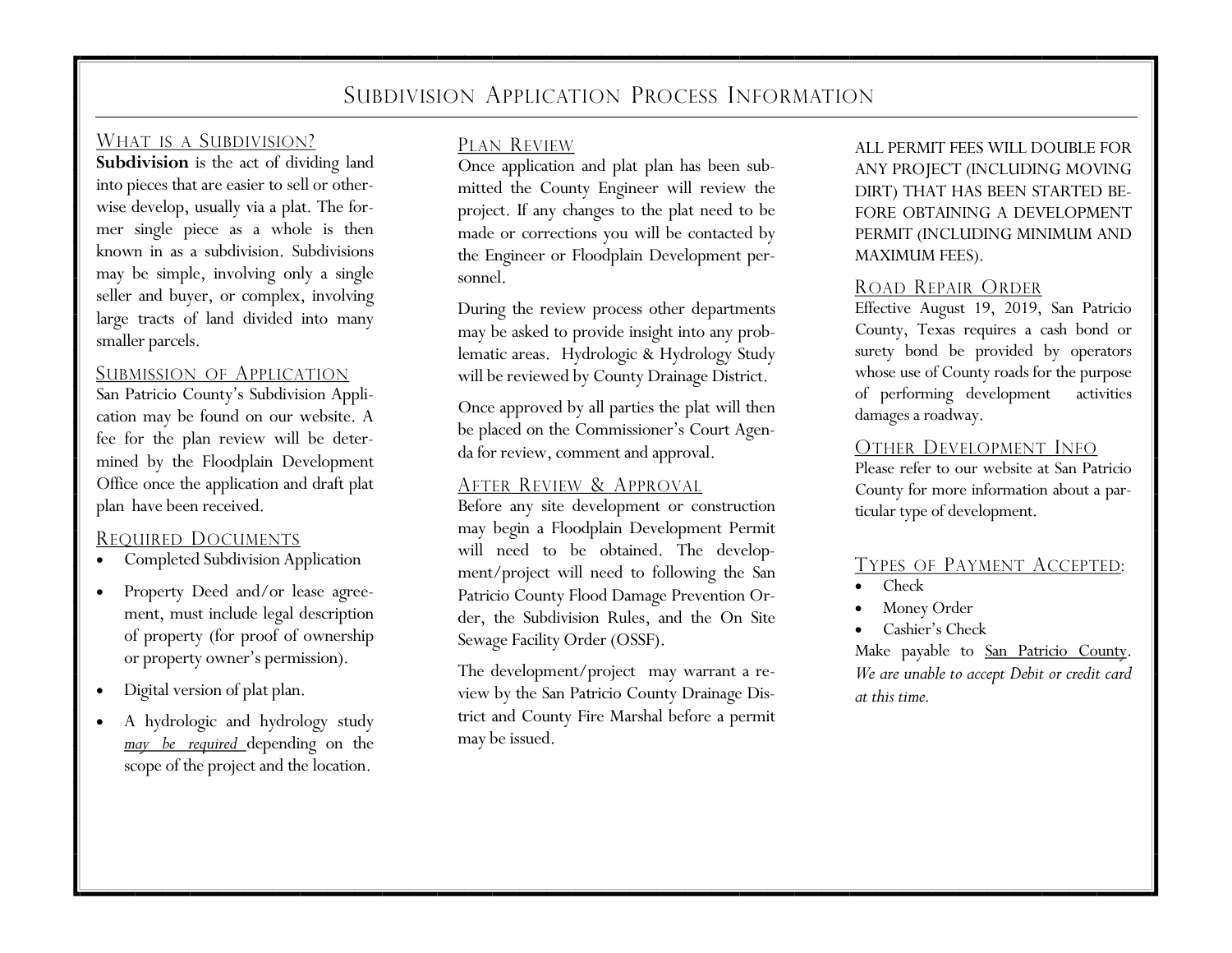# Subdivision Application Process Information

## What is a Subdivision?

**Subdivision** is the act of dividing land into pieces that are easier to sell or otherwise develop, usually via a plat. The former single piece as a whole is then known in as a subdivision. Subdivisions may be simple, involving only a single seller and buyer, or complex, involving large tracts of land divided into many smaller parcels.

## Submission of Application

San Patricio County's Subdivision Application may be found on our website. A fee for the plan review will be determined by the Floodplain Development Office once the application and draft plat plan have been received.

## Required Documents

- Completed Subdivision Application
- Property Deed and/or lease agreement, must include legal description of property (for proof of ownership or property owner's permission).
- Digital version of plat plan.
- A hydrologic and hydrology study *may be required* depending on the scope of the project and the location.

## Plan Review

Once application and plat plan has been submitted the County Engineer will review the project. If any changes to the plat need to be made or corrections you will be contacted by the Engineer or Floodplain Development personnel.

During the review process other departments may be asked to provide insight into any problematic areas. Hydrologic & Hydrology Study will be reviewed by County Drainage District.

Once approved by all parties the plat will then be placed on the Commissioner's Court Agenda for review, comment and approval.

## After Review & Approval

Before any site development or construction may begin a Floodplain Development Permit will need to be obtained. The development/project will need to following the San Patricio County Flood Damage Prevention Order, the Subdivision Rules, and the On Site Sewage Facility Order (OSSF).

The development/project may warrant a review by the San Patricio County Drainage District and County Fire Marshal before a permit may be issued.

ALL PERMIT FEES WILL DOUBLE FOR ANY PROJECT (INCLUDING MOVING DIRT) THAT HAS BEEN STARTED BEFORE OBTAINING A DEVELOPMENT PERMIT (INCLUDING MINIMUM AND MAXIMUM FEES).

## Road Repair Order

Effective August 19, 2019, San Patricio County, Texas requires a cash bond or surety bond be provided by operators whose use of County roads for the purpose of performing development activities damages a roadway.

## Other Development Info

Please refer to our website at San Patricio County for more information about a particular type of development.

## Types of Payment Accepted:

- Check
- Money Order
- Cashier's Check

Make payable to San Patricio County. *We are unable to accept Debit or credit card at this time.*